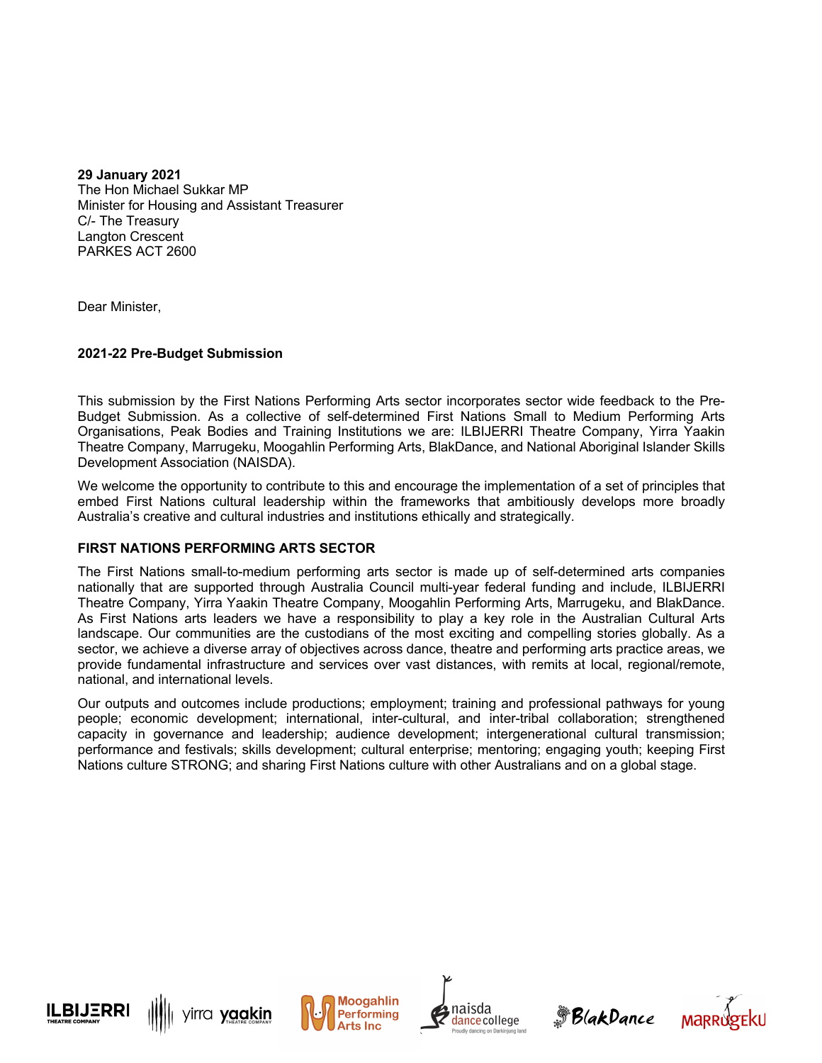**29 January 2021**
The Hon Michael Sukkar MP
Minister for Housing and Assistant Treasurer
C/- The Treasury
Langton Crescent
PARKES ACT 2600

Dear Minister,

**2021-22 Pre-Budget Submission**

This submission by the First Nations Performing Arts sector incorporates sector wide feedback to the Pre-Budget Submission. As a collective of self-determined First Nations Small to Medium Performing Arts Organisations, Peak Bodies and Training Institutions we are: ILBIJERRI Theatre Company, Yirra Yaakin Theatre Company, Marrugeku, Moogahlin Performing Arts, BlakDance, and National Aboriginal Islander Skills Development Association (NAISDA).

We welcome the opportunity to contribute to this and encourage the implementation of a set of principles that embed First Nations cultural leadership within the frameworks that ambitiously develops more broadly Australia's creative and cultural industries and institutions ethically and strategically.

**FIRST NATIONS PERFORMING ARTS SECTOR**

The First Nations small-to-medium performing arts sector is made up of self-determined arts companies nationally that are supported through Australia Council multi-year federal funding and include, ILBIJERRI Theatre Company, Yirra Yaakin Theatre Company, Moogahlin Performing Arts, Marrugeku, and BlakDance. As First Nations arts leaders we have a responsibility to play a key role in the Australian Cultural Arts landscape. Our communities are the custodians of the most exciting and compelling stories globally. As a sector, we achieve a diverse array of objectives across dance, theatre and performing arts practice areas, we provide fundamental infrastructure and services over vast distances, with remits at local, regional/remote, national, and international levels.

Our outputs and outcomes include productions; employment; training and professional pathways for young people; economic development; international, inter-cultural, and inter-tribal collaboration; strengthened capacity in governance and leadership; audience development; intergenerational cultural transmission; performance and festivals; skills development; cultural enterprise; mentoring; engaging youth; keeping First Nations culture STRONG; and sharing First Nations culture with other Australians and on a global stage.

ILBIJERRI THEATRE COMPANY | yirra yaakin THEATRE COMPANY | Moogahlin Performing Arts Inc | naisda dance college Proudly dancing on Darkinjung land | BlakDance | MARRUGEKU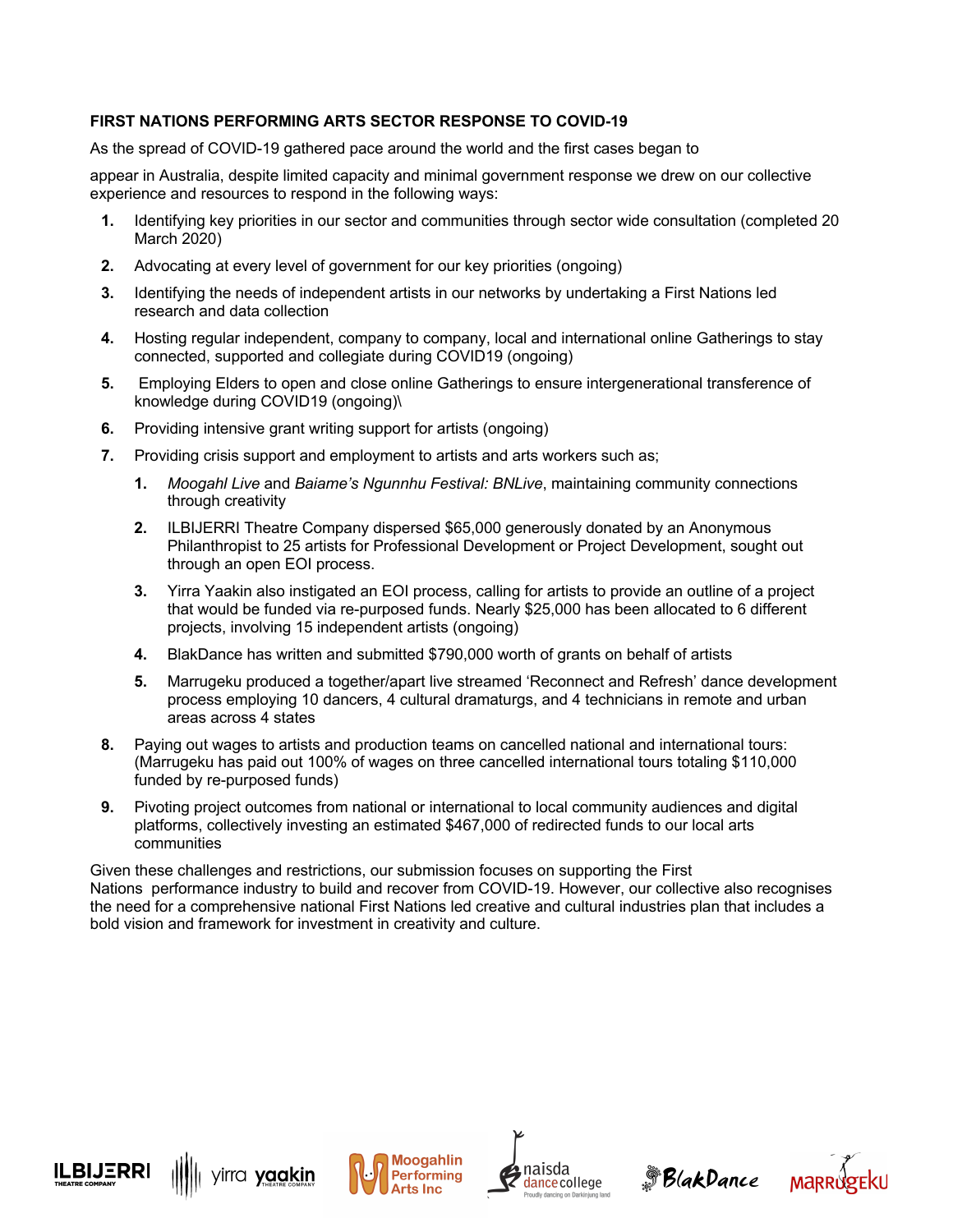**FIRST NATIONS PERFORMING ARTS SECTOR RESPONSE TO COVID-19**

As the spread of COVID-19 gathered pace around the world and the first cases began to

appear in Australia, despite limited capacity and minimal government response we drew on our collective experience and resources to respond in the following ways:

1. Identifying key priorities in our sector and communities through sector wide consultation (completed 20 March 2020)
2. Advocating at every level of government for our key priorities (ongoing)
3. Identifying the needs of independent artists in our networks by undertaking a First Nations led research and data collection
4. Hosting regular independent, company to company, local and international online Gatherings to stay connected, supported and collegiate during COVID19 (ongoing)
5. Employing Elders to open and close online Gatherings to ensure intergenerational transference of knowledge during COVID19 (ongoing)\
6. Providing intensive grant writing support for artists (ongoing)
7. Providing crisis support and employment to artists and arts workers such as;
    1. *Moogahl Live* and *Baiame's Ngunnhu Festival: BNLive*, maintaining community connections through creativity
    2. ILBIJERRI Theatre Company dispersed $65,000 generously donated by an Anonymous Philanthropist to 25 artists for Professional Development or Project Development, sought out through an open EOI process.
    3. Yirra Yaakin also instigated an EOI process, calling for artists to provide an outline of a project that would be funded via re-purposed funds. Nearly $25,000 has been allocated to 6 different projects, involving 15 independent artists (ongoing)
    4. BlakDance has written and submitted $790,000 worth of grants on behalf of artists
    5. Marrugeku produced a together/apart live streamed 'Reconnect and Refresh' dance development process employing 10 dancers, 4 cultural dramaturgs, and 4 technicians in remote and urban areas across 4 states
8. Paying out wages to artists and production teams on cancelled national and international tours: (Marrugeku has paid out 100% of wages on three cancelled international tours totaling $110,000 funded by re-purposed funds)
9. Pivoting project outcomes from national or international to local community audiences and digital platforms, collectively investing an estimated $467,000 of redirected funds to our local arts communities

Given these challenges and restrictions, our submission focuses on supporting the First Nations performance industry to build and recover from COVID-19. However, our collective also recognises the need for a comprehensive national First Nations led creative and cultural industries plan that includes a bold vision and framework for investment in creativity and culture.

ILBIJERRI THEATRE COMPANY | yirra yaakin THEATRE COMPANY | Moogahlin Performing Arts Inc | naisda dance college Proudly dancing on Darkinjung land | BlakDance | MARRUGEKU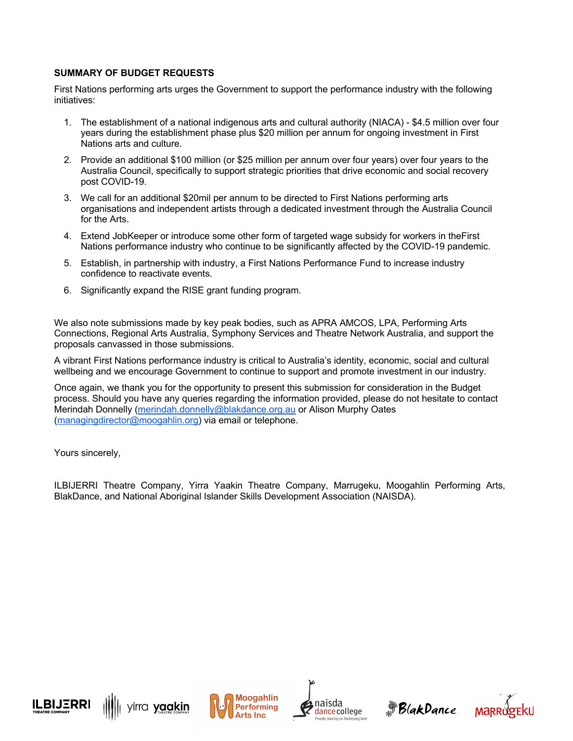**SUMMARY OF BUDGET REQUESTS**

First Nations performing arts urges the Government to support the performance industry with the following initiatives:

1. The establishment of a national indigenous arts and cultural authority (NIACA) - $4.5 million over four years during the establishment phase plus $20 million per annum for ongoing investment in First Nations arts and culture.
2. Provide an additional $100 million (or $25 million per annum over four years) over four years to the Australia Council, specifically to support strategic priorities that drive economic and social recovery post COVID-19.
3. We call for an additional $20mil per annum to be directed to First Nations performing arts organisations and independent artists through a dedicated investment through the Australia Council for the Arts.
4. Extend JobKeeper or introduce some other form of targeted wage subsidy for workers in theFirst Nations performance industry who continue to be significantly affected by the COVID-19 pandemic.
5. Establish, in partnership with industry, a First Nations Performance Fund to increase industry confidence to reactivate events.
6. Significantly expand the RISE grant funding program.

We also note submissions made by key peak bodies, such as APRA AMCOS, LPA, Performing Arts Connections, Regional Arts Australia, Symphony Services and Theatre Network Australia, and support the proposals canvassed in those submissions.

A vibrant First Nations performance industry is critical to Australia's identity, economic, social and cultural wellbeing and we encourage Government to continue to support and promote investment in our industry.

Once again, we thank you for the opportunity to present this submission for consideration in the Budget process. Should you have any queries regarding the information provided, please do not hesitate to contact Merindah Donnelly (merindah.donnelly@blakdance.org.au or Alison Murphy Oates (managingdirector@moogahlin.org) via email or telephone.

Yours sincerely,

ILBIJERRI Theatre Company, Yirra Yaakin Theatre Company, Marrugeku, Moogahlin Performing Arts, BlakDance, and National Aboriginal Islander Skills Development Association (NAISDA).

ILBIJERRI THEATRE COMPANY

yirra yaakin THEATRE COMPANY

Moogahlin Performing Arts Inc

naisda dance college Proudly dancing on Darkinjung land

BlakDance

MARRUGEKU